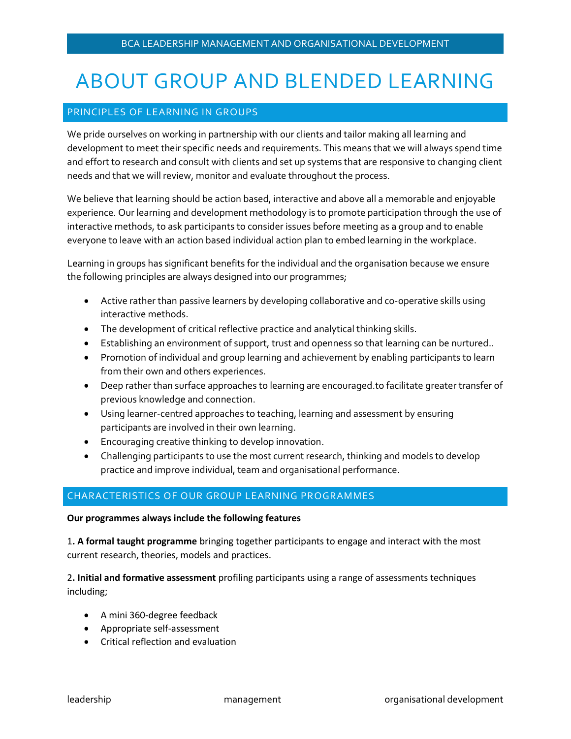# ABOUT GROUP AND BLENDED LEARNING

## PRINCIPLES OF LEARNING IN GROUPS

We pride ourselves on working in partnership with our clients and tailor making all learning and development to meet their specific needs and requirements. This means that we will always spend time and effort to research and consult with clients and set up systems that are responsive to changing client needs and that we will review, monitor and evaluate throughout the process.

We believe that learning should be action based, interactive and above all a memorable and enjoyable experience. Our learning and development methodology is to promote participation through the use of interactive methods, to ask participants to consider issues before meeting as a group and to enable everyone to leave with an action based individual action plan to embed learning in the workplace.

Learning in groups has significant benefits for the individual and the organisation because we ensure the following principles are always designed into our programmes;

- Active rather than passive learners by developing collaborative and co-operative skills using interactive methods.
- The development of critical reflective practice and analytical thinking skills.
- Establishing an environment of support, trust and openness so that learning can be nurtured..
- Promotion of individual and group learning and achievement by enabling participants to learn from their own and others experiences.
- Deep rather than surface approaches to learning are encouraged.to facilitate greater transfer of previous knowledge and connection.
- Using learner-centred approaches to teaching, learning and assessment by ensuring participants are involved in their own learning.
- Encouraging creative thinking to develop innovation.
- Challenging participants to use the most current research, thinking and models to develop practice and improve individual, team and organisational performance.

## CHARACTERISTICS OF OUR GROUP LEARNING PROGRAMMES

**Our programmes always include the following features**

1**. A formal taught programme** bringing together participants to engage and interact with the most current research, theories, models and practices.

2**. Initial and formative assessment** profiling participants using a range of assessments techniques including;

- A mini 360-degree feedback
- Appropriate self-assessment
- Critical reflection and evaluation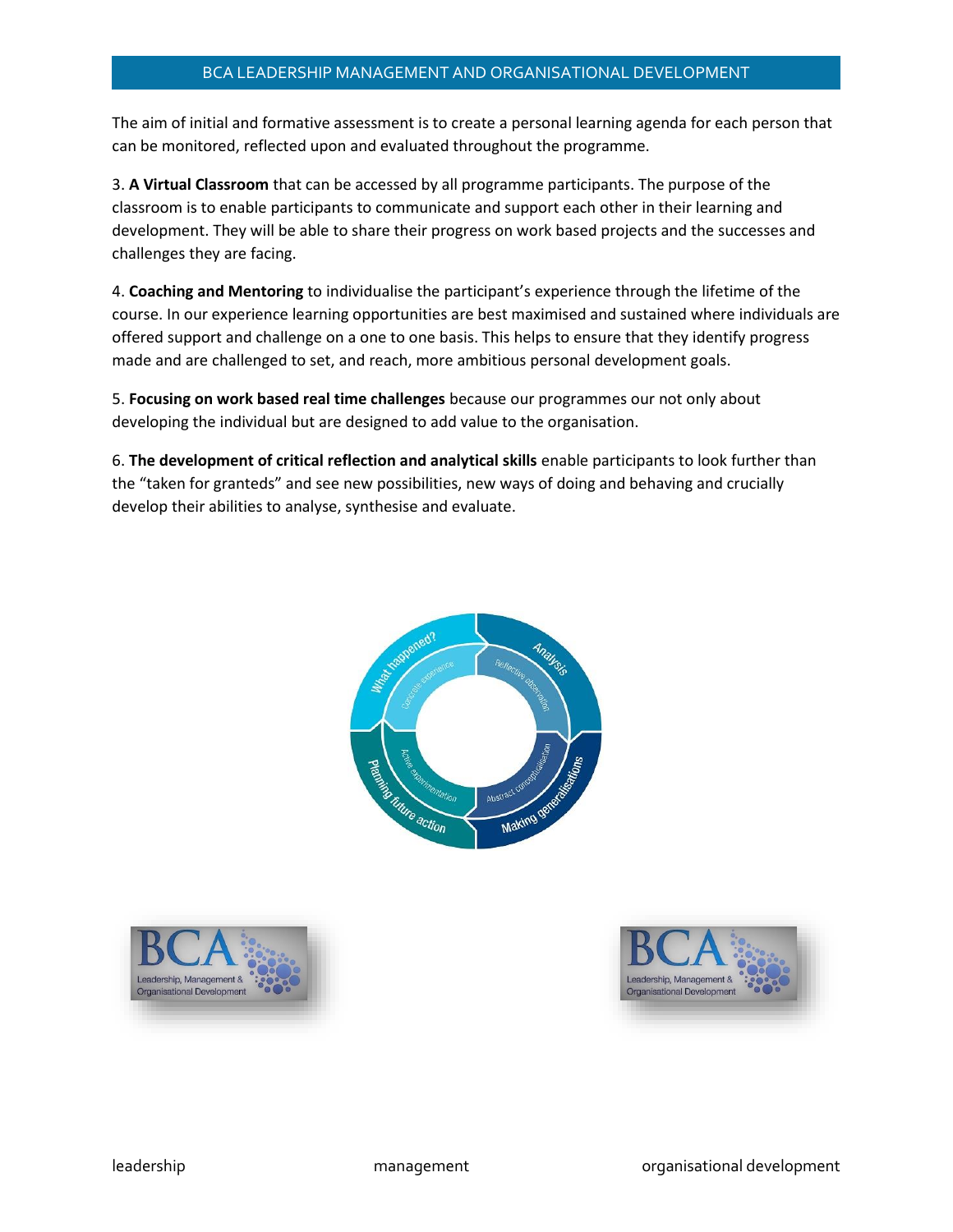The aim of initial and formative assessment is to create a personal learning agenda for each person that can be monitored, reflected upon and evaluated throughout the programme.

3. **A Virtual Classroom** that can be accessed by all programme participants. The purpose of the classroom is to enable participants to communicate and support each other in their learning and development. They will be able to share their progress on work based projects and the successes and challenges they are facing.

4. **Coaching and Mentoring** to individualise the participant's experience through the lifetime of the course. In our experience learning opportunities are best maximised and sustained where individuals are offered support and challenge on a one to one basis. This helps to ensure that they identify progress made and are challenged to set, and reach, more ambitious personal development goals.

5. **Focusing on work based real time challenges** because our programmes our not only about developing the individual but are designed to add value to the organisation.

6. **The development of critical reflection and analytical skills** enable participants to look further than the "taken for granteds" and see new possibilities, new ways of doing and behaving and crucially develop their abilities to analyse, synthesise and evaluate.

What happened?
Concrete experience
Analysis
Reflective observation
Making generalisations
Abstract conceptualisation
Planning future action
Active experimentation